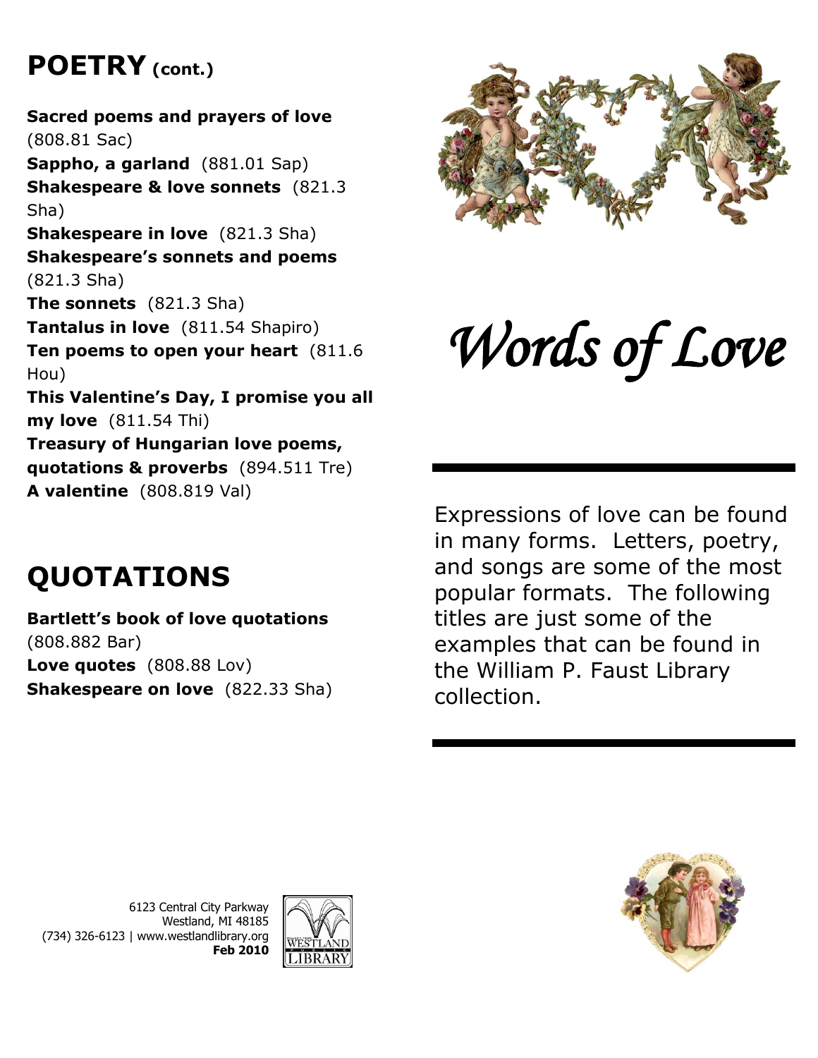## POETRY (cont.)

**Sacred poems and prayers of love** (808.81 Sac)
**Sappho, a garland** (881.01 Sap)
**Shakespeare & love sonnets** (821.3 Sha)
**Shakespeare in love** (821.3 Sha)
**Shakespeare's sonnets and poems** (821.3 Sha)
**The sonnets** (821.3 Sha)
**Tantalus in love** (811.54 Shapiro)
**Ten poems to open your heart** (811.6 Hou)
**This Valentine's Day, I promise you all my love** (811.54 Thi)
**Treasury of Hungarian love poems, quotations & proverbs** (894.511 Tre)
**A valentine** (808.819 Val)

## QUOTATIONS

**Bartlett's book of love quotations** (808.882 Bar)
**Love quotes** (808.88 Lov)
**Shakespeare on love** (822.33 Sha)

6123 Central City Parkway
Westland, MI 48185
(734) 326-6123 | www.westlandlibrary.org
**Feb 2010**

# *Words of Love*

Expressions of love can be found in many forms. Letters, poetry, and songs are some of the most popular formats. The following titles are just some of the examples that can be found in the William P. Faust Library collection.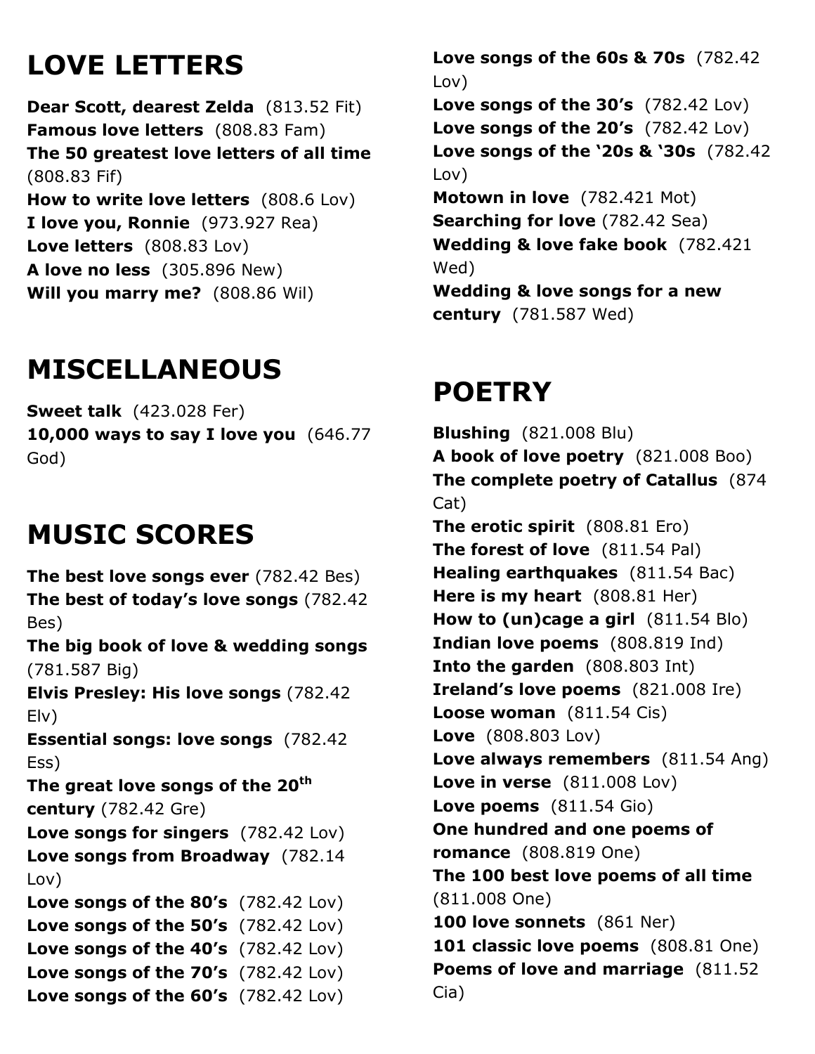# LOVE LETTERS

**Dear Scott, dearest Zelda** (813.52 Fit)
**Famous love letters** (808.83 Fam)
**The 50 greatest love letters of all time** (808.83 Fif)
**How to write love letters** (808.6 Lov)
**I love you, Ronnie** (973.927 Rea)
**Love letters** (808.83 Lov)
**A love no less** (305.896 New)
**Will you marry me?** (808.86 Wil)

# MISCELLANEOUS

**Sweet talk** (423.028 Fer)
**10,000 ways to say I love you** (646.77 God)

# MUSIC SCORES

**The best love songs ever** (782.42 Bes)
**The best of today's love songs** (782.42 Bes)
**The big book of love & wedding songs** (781.587 Big)
**Elvis Presley: His love songs** (782.42 Elv)
**Essential songs: love songs** (782.42 Ess)
**The great love songs of the 20th century** (782.42 Gre)
**Love songs for singers** (782.42 Lov)
**Love songs from Broadway** (782.14 Lov)
**Love songs of the 80's** (782.42 Lov)
**Love songs of the 50's** (782.42 Lov)
**Love songs of the 40's** (782.42 Lov)
**Love songs of the 70's** (782.42 Lov)
**Love songs of the 60's** (782.42 Lov)
**Love songs of the 60s & 70s** (782.42 Lov)
**Love songs of the 30's** (782.42 Lov)
**Love songs of the 20's** (782.42 Lov)
**Love songs of the '20s & '30s** (782.42 Lov)
**Motown in love** (782.421 Mot)
**Searching for love** (782.42 Sea)
**Wedding & love fake book** (782.421 Wed)
**Wedding & love songs for a new century** (781.587 Wed)

# POETRY

**Blushing** (821.008 Blu)
**A book of love poetry** (821.008 Boo)
**The complete poetry of Catallus** (874 Cat)
**The erotic spirit** (808.81 Ero)
**The forest of love** (811.54 Pal)
**Healing earthquakes** (811.54 Bac)
**Here is my heart** (808.81 Her)
**How to (un)cage a girl** (811.54 Blo)
**Indian love poems** (808.819 Ind)
**Into the garden** (808.803 Int)
**Ireland's love poems** (821.008 Ire)
**Loose woman** (811.54 Cis)
**Love** (808.803 Lov)
**Love always remembers** (811.54 Ang)
**Love in verse** (811.008 Lov)
**Love poems** (811.54 Gio)
**One hundred and one poems of romance** (808.819 One)
**The 100 best love poems of all time** (811.008 One)
**100 love sonnets** (861 Ner)
**101 classic love poems** (808.81 One)
**Poems of love and marriage** (811.52 Cia)